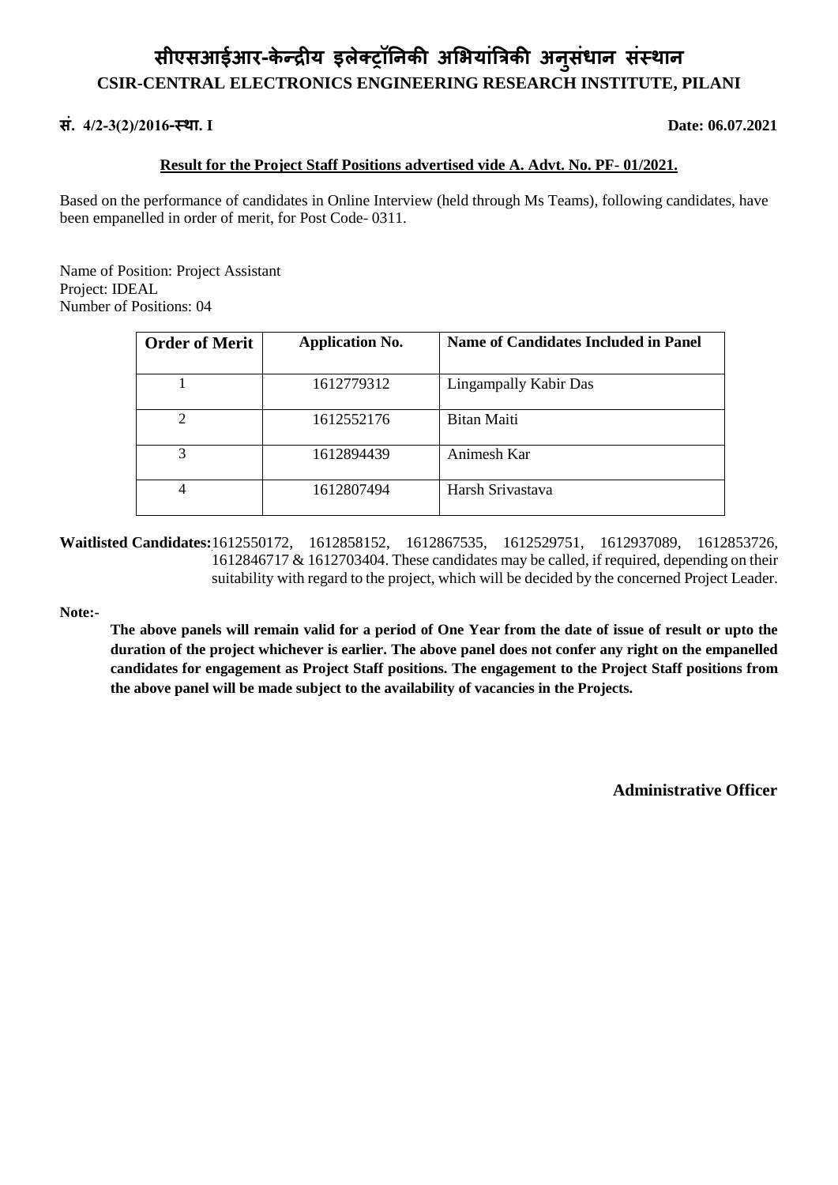# सीएसआईआर-केन्द्रीय इलेक्ट्रॉनिकी अभियांत्रिकी अनुसंधान संस्थान

## CSIR-CENTRAL ELECTRONICS ENGINEERING RESEARCH INSTITUTE, PILANI

**सं. 4/2-3(2)/2016-स्था. I** **Date: 06.07.2021**

**Result for the Project Staff Positions advertised vide A. Advt. No. PF- 01/2021.**

Based on the performance of candidates in Online Interview (held through Ms Teams), following candidates, have been empanelled in order of merit, for Post Code- 0311.

Name of Position: Project Assistant
Project: IDEAL
Number of Positions: 04

| Order of Merit | Application No. | Name of Candidates Included in Panel |
|---|---|---|
| 1 | 1612779312 | Lingampally Kabir Das |
| 2 | 1612552176 | Bitan Maiti |
| 3 | 1612894439 | Animesh Kar |
| 4 | 1612807494 | Harsh Srivastava |

**Waitlisted Candidates:** 1612550172, 1612858152, 1612867535, 1612529751, 1612937089, 1612853726, 1612846717 & 1612703404. These candidates may be called, if required, depending on their suitability with regard to the project, which will be decided by the concerned Project Leader.

**Note:-**

**The above panels will remain valid for a period of One Year from the date of issue of result or upto the duration of the project whichever is earlier. The above panel does not confer any right on the empanelled candidates for engagement as Project Staff positions. The engagement to the Project Staff positions from the above panel will be made subject to the availability of vacancies in the Projects.**

**Administrative Officer**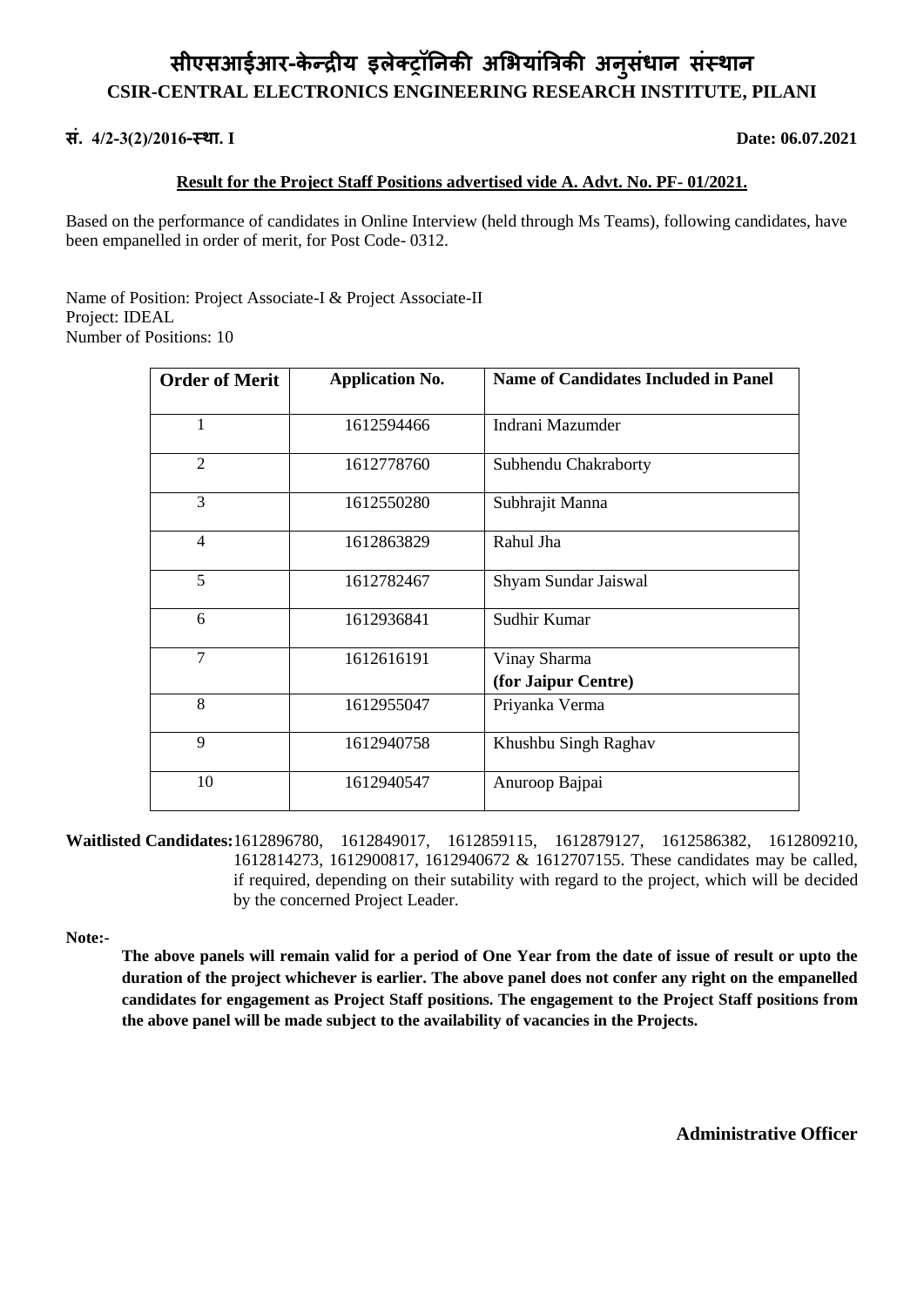# सीएसआईआर-केन्द्रीय इलेक्ट्रॉनिकी अभियांत्रिकी अनुसंधान संस्थान

## CSIR-CENTRAL ELECTRONICS ENGINEERING RESEARCH INSTITUTE, PILANI

**सं. 4/2-3(2)/2016-स्था. I** **Date: 06.07.2021**

**Result for the Project Staff Positions advertised vide A. Advt. No. PF- 01/2021.**

Based on the performance of candidates in Online Interview (held through Ms Teams), following candidates, have been empanelled in order of merit, for Post Code- 0312.

Name of Position: Project Associate-I & Project Associate-II
Project: IDEAL
Number of Positions: 10

| Order of Merit | Application No. | Name of Candidates Included in Panel |
|---|---|---|
| 1 | 1612594466 | Indrani Mazumder |
| 2 | 1612778760 | Subhendu Chakraborty |
| 3 | 1612550280 | Subhrajit Manna |
| 4 | 1612863829 | Rahul Jha |
| 5 | 1612782467 | Shyam Sundar Jaiswal |
| 6 | 1612936841 | Sudhir Kumar |
| 7 | 1612616191 | Vinay Sharma **(for Jaipur Centre)** |
| 8 | 1612955047 | Priyanka Verma |
| 9 | 1612940758 | Khushbu Singh Raghav |
| 10 | 1612940547 | Anuroop Bajpai |

**Waitlisted Candidates:** 1612896780, 1612849017, 1612859115, 1612879127, 1612586382, 1612809210, 1612814273, 1612900817, 1612940672 & 1612707155. These candidates may be called, if required, depending on their sutability with regard to the project, which will be decided by the concerned Project Leader.

**Note:-**

**The above panels will remain valid for a period of One Year from the date of issue of result or upto the duration of the project whichever is earlier. The above panel does not confer any right on the empanelled candidates for engagement as Project Staff positions. The engagement to the Project Staff positions from the above panel will be made subject to the availability of vacancies in the Projects.**

**Administrative Officer**